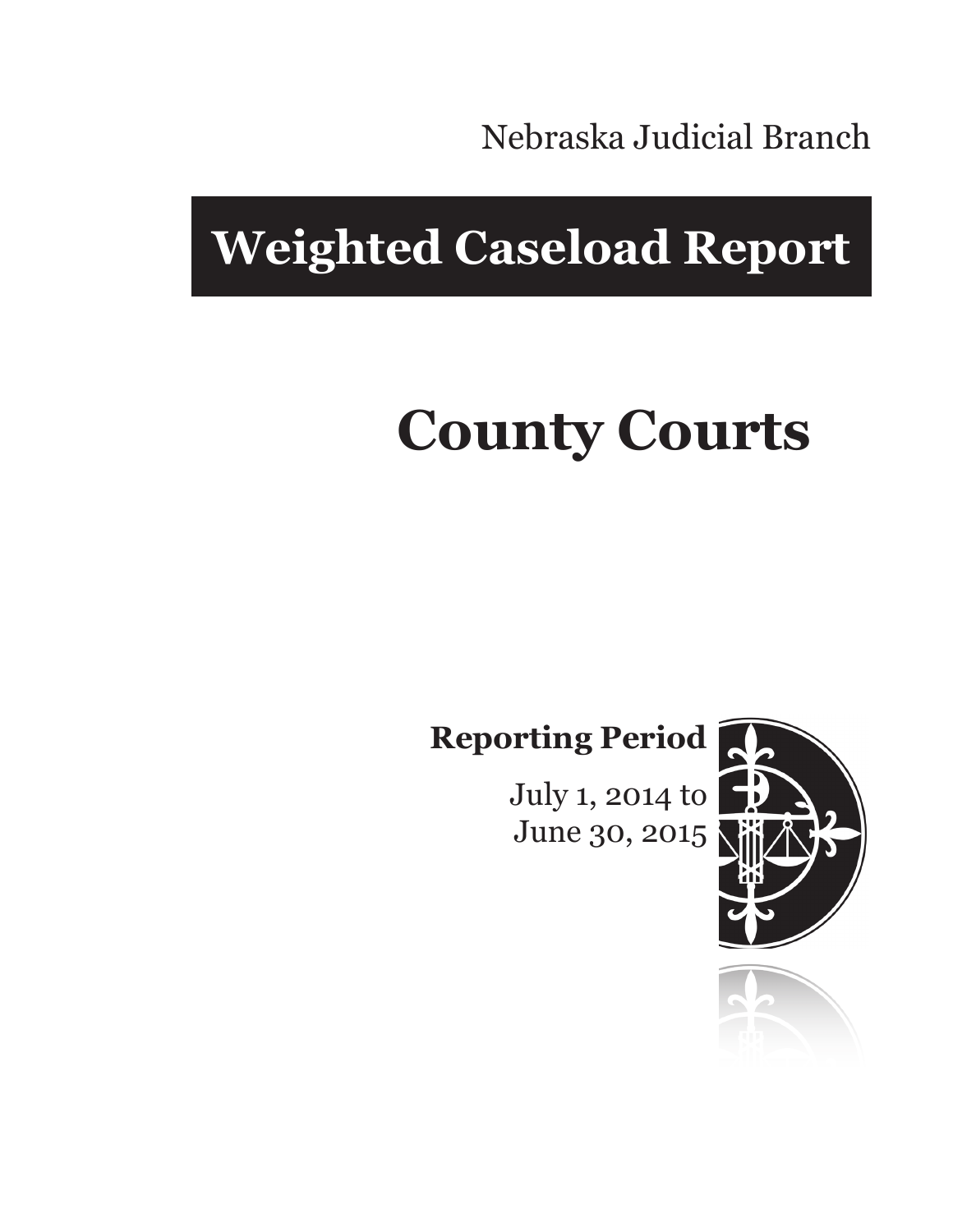Nebraska Judicial Branch

# Weighted Caseload Report

# County Courts

**Reporting Period**

July 1, 2014 to
June 30, 2015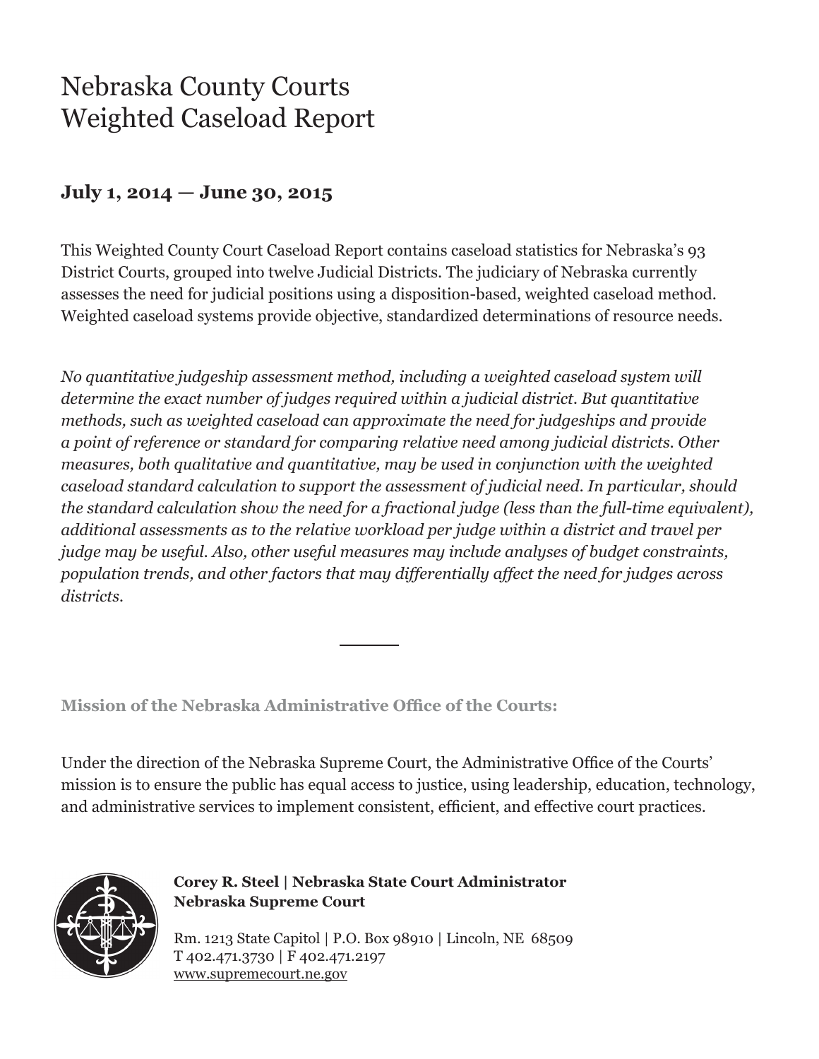# Nebraska County Courts
# Weighted Caseload Report

## July 1, 2014 — June 30, 2015

This Weighted County Court Caseload Report contains caseload statistics for Nebraska's 93 District Courts, grouped into twelve Judicial Districts. The judiciary of Nebraska currently assesses the need for judicial positions using a disposition-based, weighted caseload method. Weighted caseload systems provide objective, standardized determinations of resource needs.

*No quantitative judgeship assessment method, including a weighted caseload system will determine the exact number of judges required within a judicial district. But quantitative methods, such as weighted caseload can approximate the need for judgeships and provide a point of reference or standard for comparing relative need among judicial districts. Other measures, both qualitative and quantitative, may be used in conjunction with the weighted caseload standard calculation to support the assessment of judicial need. In particular, should the standard calculation show the need for a fractional judge (less than the full-time equivalent), additional assessments as to the relative workload per judge within a district and travel per judge may be useful. Also, other useful measures may include analyses of budget constraints, population trends, and other factors that may differentially affect the need for judges across districts.*

---

**Mission of the Nebraska Administrative Office of the Courts:**

Under the direction of the Nebraska Supreme Court, the Administrative Office of the Courts' mission is to ensure the public has equal access to justice, using leadership, education, technology, and administrative services to implement consistent, efficient, and effective court practices.

**Corey R. Steel | Nebraska State Court Administrator**
**Nebraska Supreme Court**

Rm. 1213 State Capitol | P.O. Box 98910 | Lincoln, NE 68509
T 402.471.3730 | F 402.471.2197
www.supremecourt.ne.gov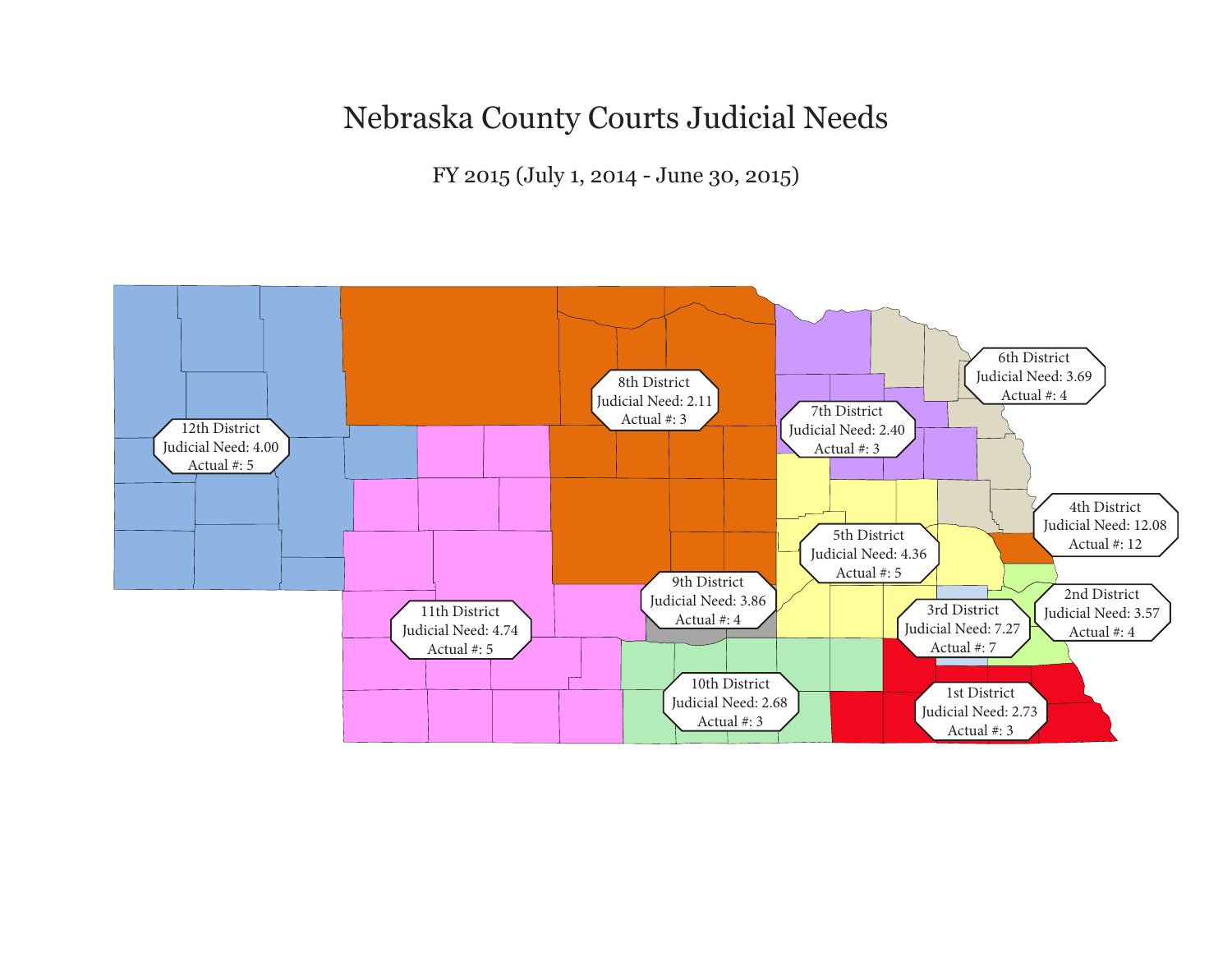# Nebraska County Courts Judicial Needs

FY 2015 (July 1, 2014 - June 30, 2015)

12th District
Judicial Need: 4.00
Actual #: 5

8th District
Judicial Need: 2.11
Actual #: 3

7th District
Judicial Need: 2.40
Actual #: 3

6th District
Judicial Need: 3.69
Actual #: 4

4th District
Judicial Need: 12.08
Actual #: 12

5th District
Judicial Need: 4.36
Actual #: 5

9th District
Judicial Need: 3.86
Actual #: 4

11th District
Judicial Need: 4.74
Actual #: 5

3rd District
Judicial Need: 7.27
Actual #: 7

2nd District
Judicial Need: 3.57
Actual #: 4

10th District
Judicial Need: 2.68
Actual #: 3

1st District
Judicial Need: 2.73
Actual #: 3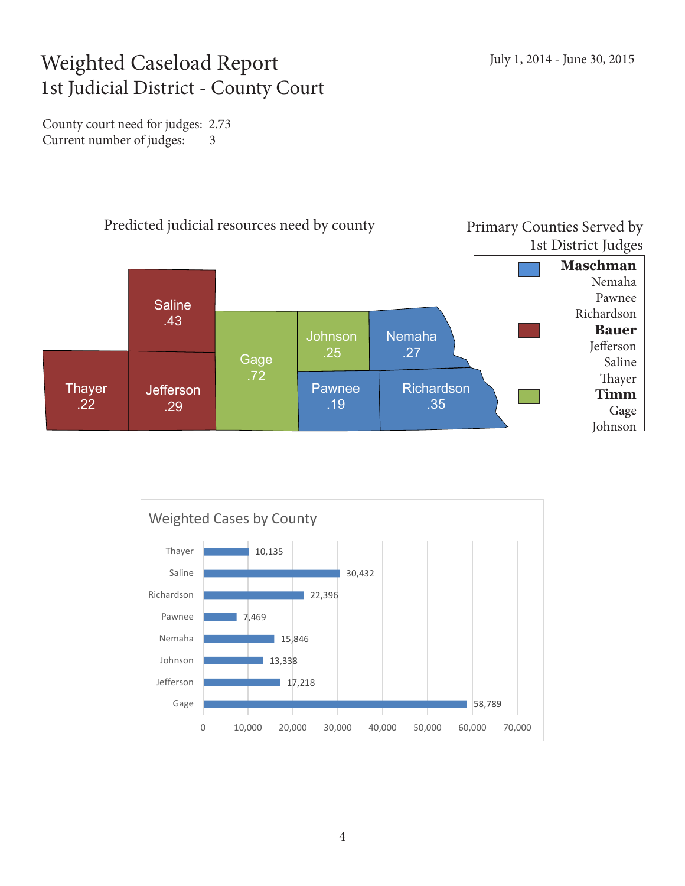# Weighted Caseload Report
## 1st Judicial District - County Court

July 1, 2014 - June 30, 2015

County court need for judges: 2.73
Current number of judges: 3

### Predicted judicial resources need by county

| County | Need |
|---|---|
| Saline | .43 |
| Thayer | .22 |
| Jefferson | .29 |
| Gage | .72 |
| Johnson | .25 |
| Nemaha | .27 |
| Pawnee | .19 |
| Richardson | .35 |

### Primary Counties Served by 1st District Judges

**Maschman**
Nemaha
Pawnee
Richardson

**Bauer**
Jefferson
Saline
Thayer

**Timm**
Gage
Johnson

### Weighted Cases by County

| County | Weighted Cases |
|---|---|
| Thayer | 10,135 |
| Saline | 30,432 |
| Richardson | 22,396 |
| Pawnee | 7,469 |
| Nemaha | 15,846 |
| Johnson | 13,338 |
| Jefferson | 17,218 |
| Gage | 58,789 |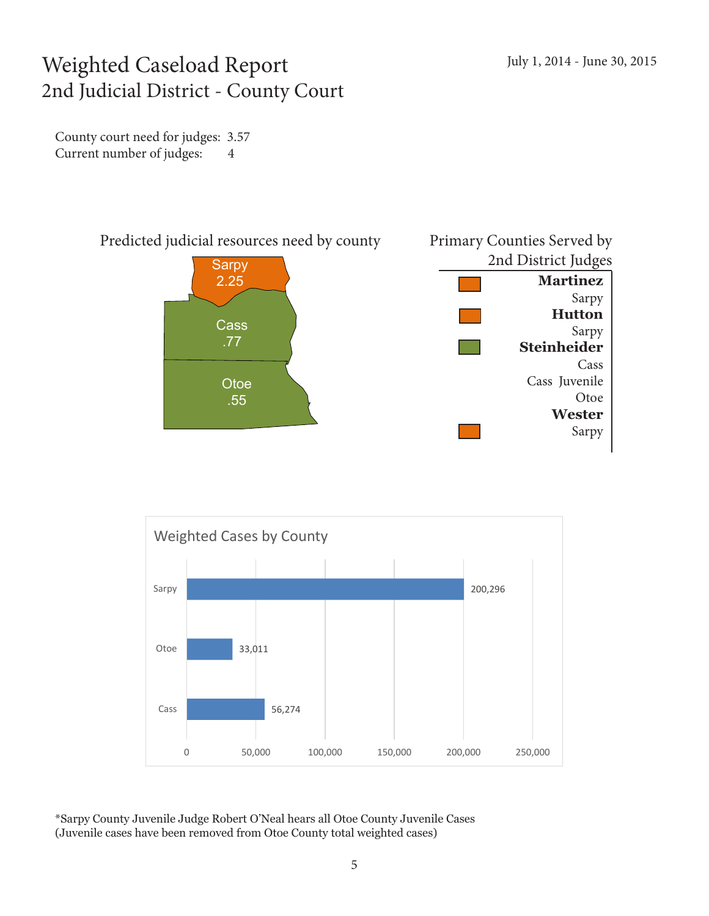# Weighted Caseload Report
## 2nd Judicial District - County Court

July 1, 2014 - June 30, 2015

County court need for judges: 3.57
Current number of judges: 4

### Predicted judicial resources need by county

| County | Need |
|---|---|
| Sarpy | 2.25 |
| Cass | .77 |
| Otoe | .55 |

### Primary Counties Served by 2nd District Judges

**Martinez**
Sarpy

**Hutton**
Sarpy

**Steinheider**
Cass
Cass Juvenile
Otoe

**Wester**
Sarpy

### Weighted Cases by County

| County | Weighted Cases |
|---|---|
| Sarpy | 200,296 |
| Otoe | 33,011 |
| Cass | 56,274 |

*Sarpy County Juvenile Judge Robert O'Neal hears all Otoe County Juvenile Cases
(Juvenile cases have been removed from Otoe County total weighted cases)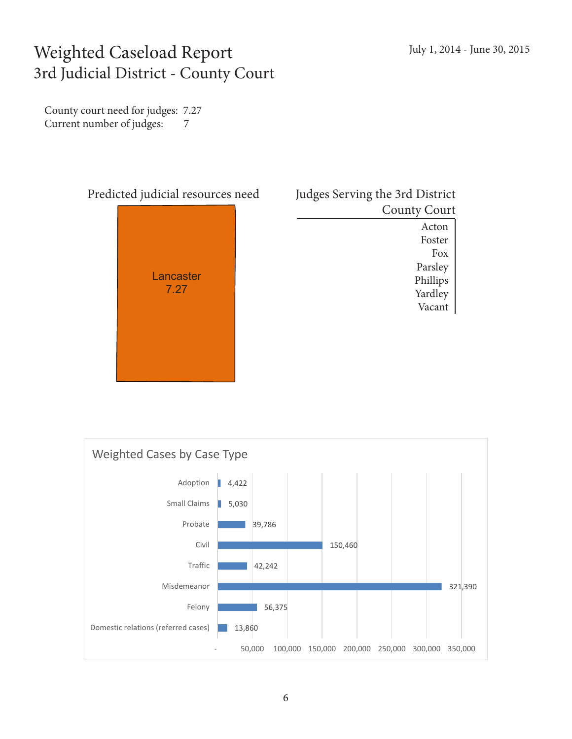# Weighted Caseload Report
## 3rd Judicial District - County Court

July 1, 2014 - June 30, 2015

County court need for judges: 7.27
Current number of judges: 7

### Predicted judicial resources need

Lancaster
7.27

### Judges Serving the 3rd District County Court

| Judges Serving the 3rd District County Court |
|---|
| Acton |
| Foster |
| Fox |
| Parsley |
| Phillips |
| Yardley |
| Vacant |

### Weighted Cases by Case Type

| Case Type | Weighted Cases |
|---|---|
| Adoption | 4,422 |
| Small Claims | 5,030 |
| Probate | 39,786 |
| Civil | 150,460 |
| Traffic | 42,242 |
| Misdemeanor | 321,390 |
| Felony | 56,375 |
| Domestic relations (referred cases) | 13,860 |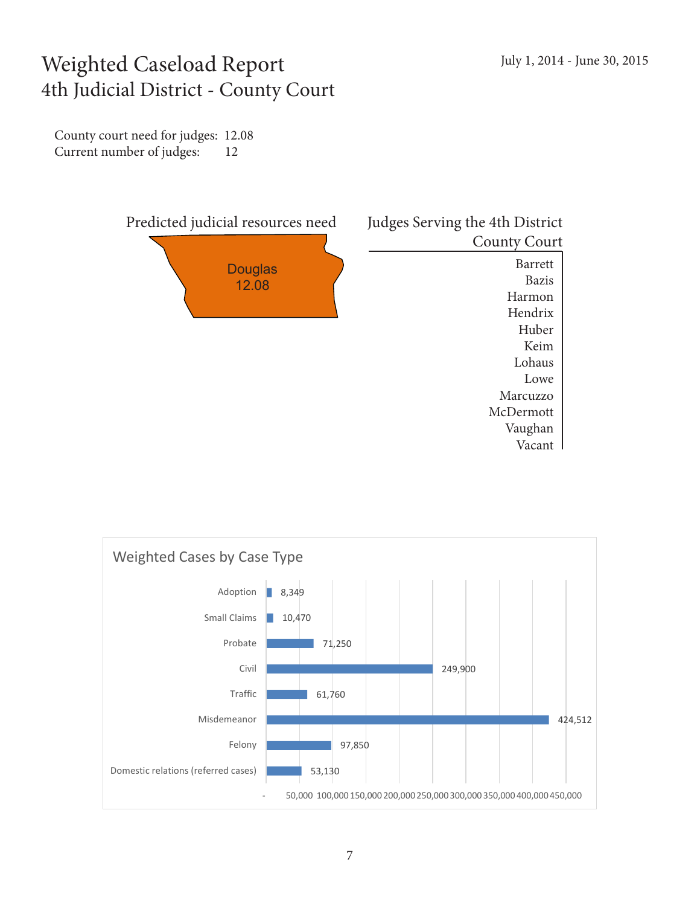# Weighted Caseload Report
## 4th Judicial District - County Court

July 1, 2014 - June 30, 2015

County court need for judges: 12.08
Current number of judges: 12

**Predicted judicial resources need**

Douglas
12.08

**Judges Serving the 4th District County Court**

- Barrett
- Bazis
- Harmon
- Hendrix
- Huber
- Keim
- Lohaus
- Lowe
- Marcuzzo
- McDermott
- Vaughan
- Vacant

**Weighted Cases by Case Type**

| Case Type | Weighted Cases |
| --- | --- |
| Adoption | 8,349 |
| Small Claims | 10,470 |
| Probate | 71,250 |
| Civil | 249,900 |
| Traffic | 61,760 |
| Misdemeanor | 424,512 |
| Felony | 97,850 |
| Domestic relations (referred cases) | 53,130 |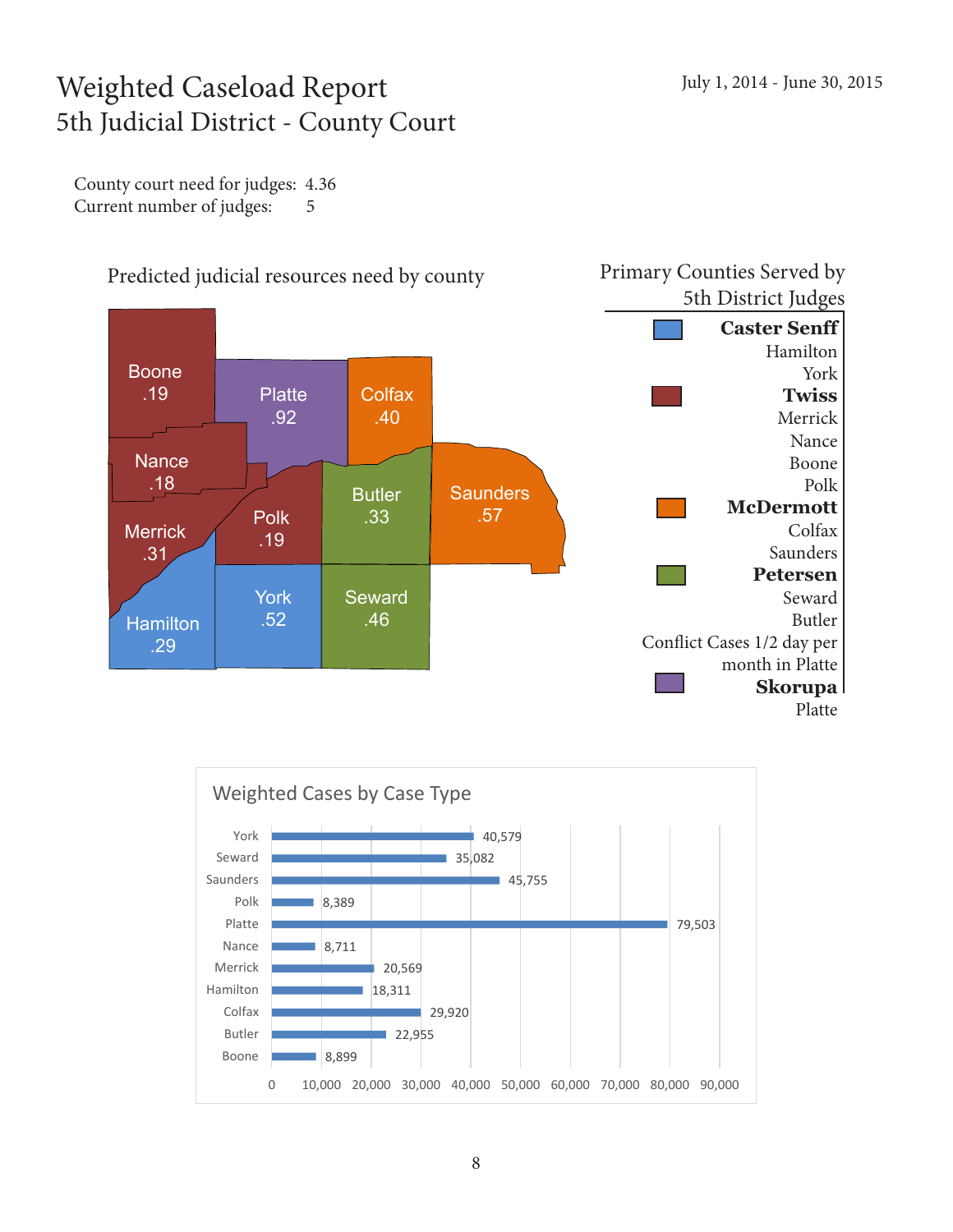# Weighted Caseload Report
## 5th Judicial District - County Court

July 1, 2014 - June 30, 2015

County court need for judges: 4.36
Current number of judges: 5

### Predicted judicial resources need by county

| County | Need |
|---|---|
| Boone | .19 |
| Platte | .92 |
| Colfax | .40 |
| Nance | .18 |
| Butler | .33 |
| Saunders | .57 |
| Merrick | .31 |
| Polk | .19 |
| York | .52 |
| Seward | .46 |
| Hamilton | .29 |

### Primary Counties Served by 5th District Judges

**Caster Senff**
Hamilton
York

**Twiss**
Merrick
Nance
Boone
Polk

**McDermott**
Colfax
Saunders

**Petersen**
Seward
Butler
Conflict Cases 1/2 day per month in Platte

**Skorupa**
Platte

### Weighted Cases by Case Type

| County | Weighted Cases |
|---|---|
| York | 40,579 |
| Seward | 35,082 |
| Saunders | 45,755 |
| Polk | 8,389 |
| Platte | 79,503 |
| Nance | 8,711 |
| Merrick | 20,569 |
| Hamilton | 18,311 |
| Colfax | 29,920 |
| Butler | 22,955 |
| Boone | 8,899 |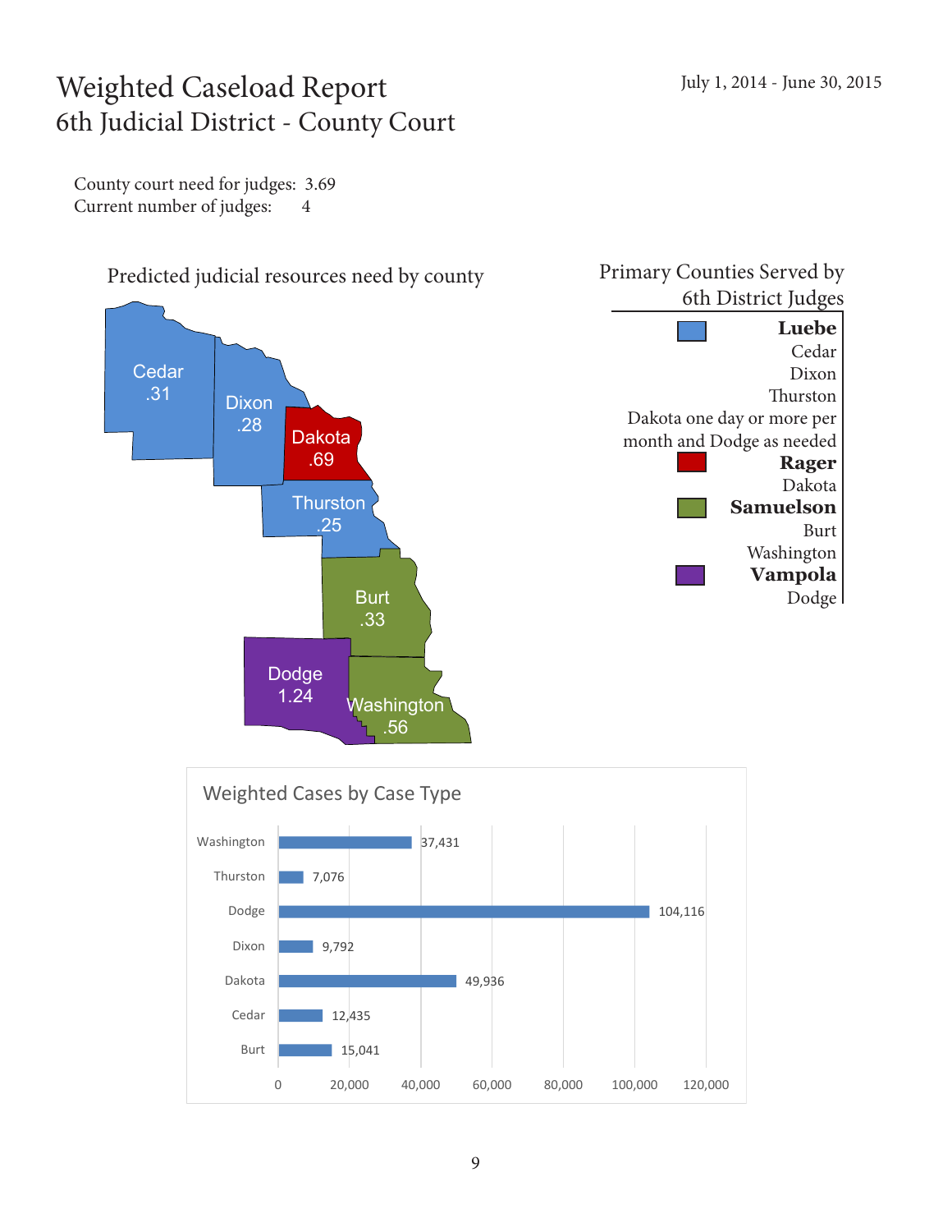# Weighted Caseload Report
## 6th Judicial District - County Court

July 1, 2014 - June 30, 2015

County court need for judges: 3.69
Current number of judges: 4

### Predicted judicial resources need by county

| County | Need |
|---|---|
| Cedar | .31 |
| Dixon | .28 |
| Dakota | .69 |
| Thurston | .25 |
| Burt | .33 |
| Dodge | 1.24 |
| Washington | .56 |

### Primary Counties Served by 6th District Judges

**Luebe**
Cedar
Dixon
Thurston
Dakota one day or more per month and Dodge as needed

**Rager**
Dakota

**Samuelson**
Burt
Washington

**Vampola**
Dodge

### Weighted Cases by Case Type

| County | Weighted Cases |
|---|---|
| Washington | 37,431 |
| Thurston | 7,076 |
| Dodge | 104,116 |
| Dixon | 9,792 |
| Dakota | 49,936 |
| Cedar | 12,435 |
| Burt | 15,041 |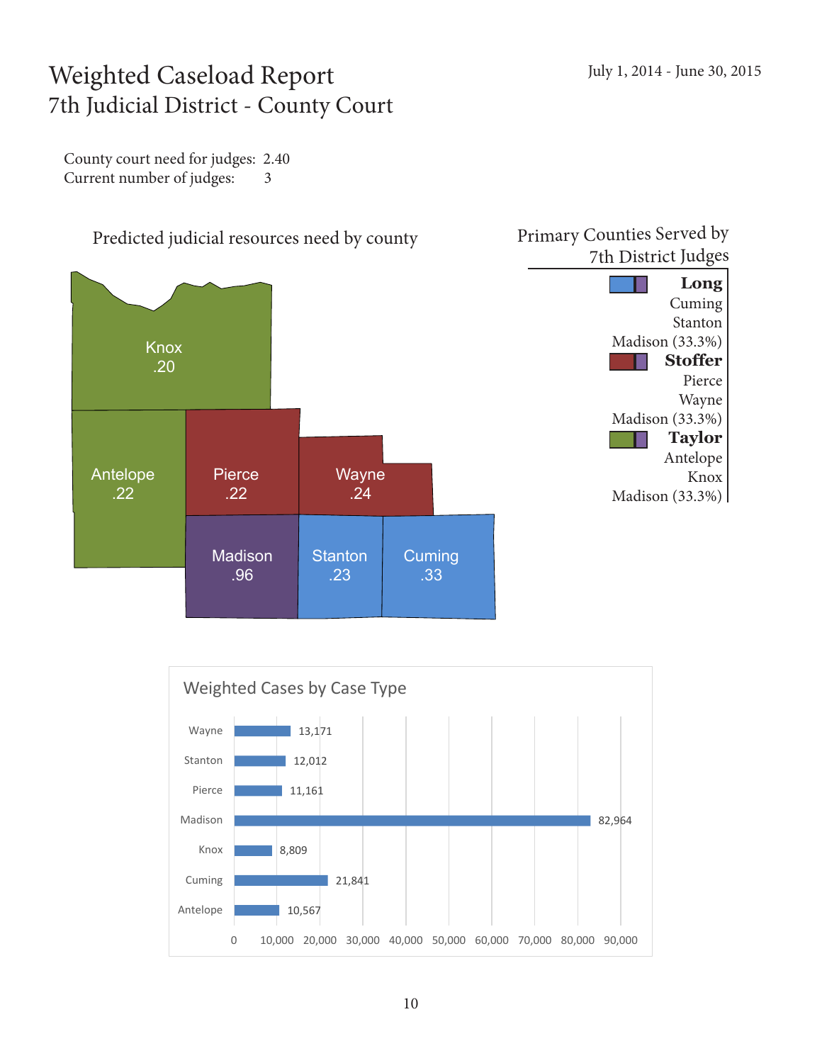# Weighted Caseload Report

## 7th Judicial District - County Court

July 1, 2014 - June 30, 2015

County court need for judges: 2.40
Current number of judges: 3

### Predicted judicial resources need by county

| County | Need |
|---|---|
| Knox | .20 |
| Antelope | .22 |
| Pierce | .22 |
| Wayne | .24 |
| Madison | .96 |
| Stanton | .23 |
| Cuming | .33 |

### Primary Counties Served by 7th District Judges

**Long**
Cuming
Stanton
Madison (33.3%)

**Stoffer**
Pierce
Wayne
Madison (33.3%)

**Taylor**
Antelope
Knox
Madison (33.3%)

### Weighted Cases by Case Type

| County | Weighted Cases |
|---|---|
| Wayne | 13,171 |
| Stanton | 12,012 |
| Pierce | 11,161 |
| Madison | 82,964 |
| Knox | 8,809 |
| Cuming | 21,841 |
| Antelope | 10,567 |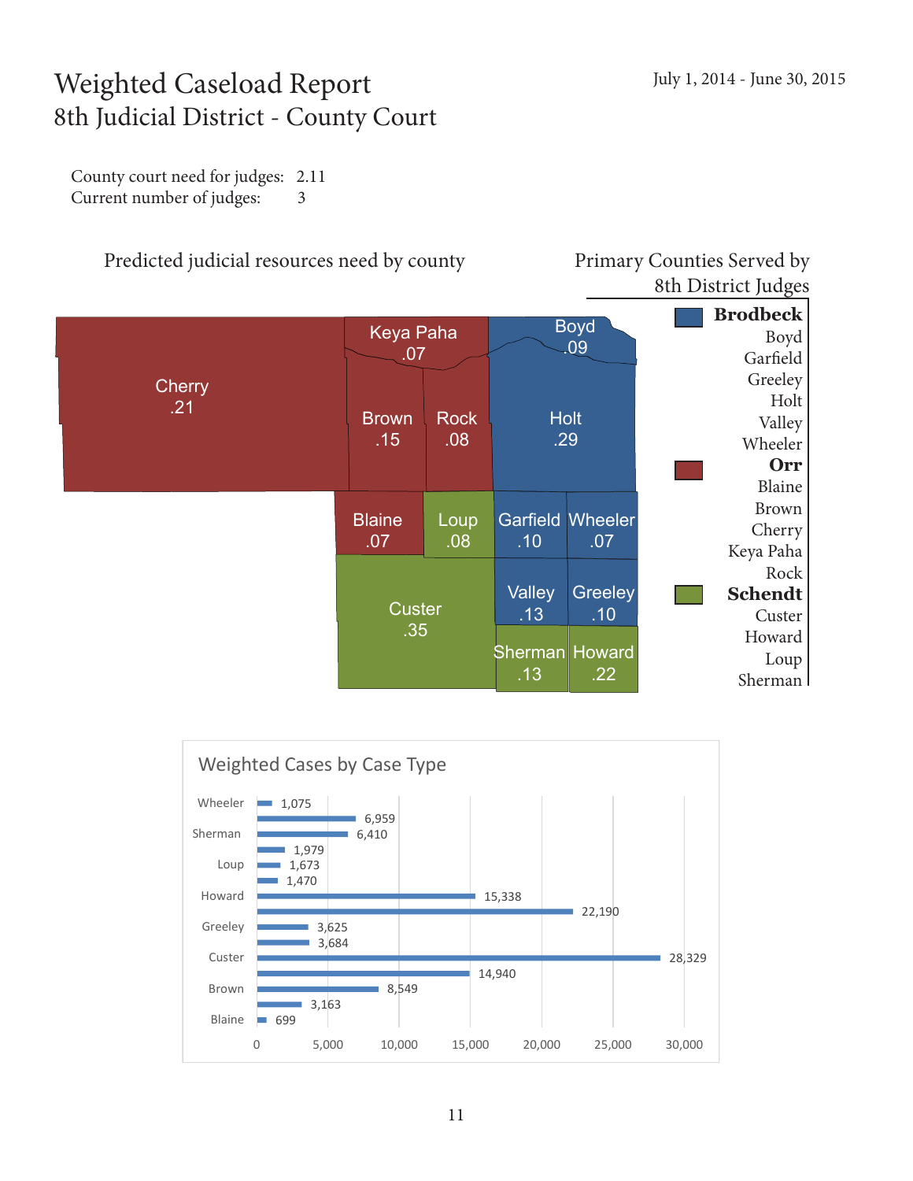# Weighted Caseload Report

## 8th Judicial District - County Court

July 1, 2014 - June 30, 2015

County court need for judges: 2.11
Current number of judges: 3

### Predicted judicial resources need by county

| County | Need |
|---|---|
| Cherry | .21 |
| Keya Paha | .07 |
| Boyd | .09 |
| Brown | .15 |
| Rock | .08 |
| Holt | .29 |
| Blaine | .07 |
| Loup | .08 |
| Garfield | .10 |
| Wheeler | .07 |
| Custer | .35 |
| Valley | .13 |
| Greeley | .10 |
| Sherman | .13 |
| Howard | .22 |

### Primary Counties Served by 8th District Judges

**Brodbeck**
Boyd
Garfield
Greeley
Holt
Valley
Wheeler

**Orr**
Blaine
Brown
Cherry
Keya Paha
Rock

**Schendt**
Custer
Howard
Loup
Sherman

### Weighted Cases by Case Type

| County | Weighted Cases |
|---|---|
| Wheeler | 1,075 |
| | 6,959 |
| Sherman | 6,410 |
| | 1,979 |
| Loup | 1,673 |
| | 1,470 |
| Howard | 15,338 |
| | 22,190 |
| Greeley | 3,625 |
| | 3,684 |
| Custer | 28,329 |
| | 14,940 |
| Brown | 8,549 |
| | 3,163 |
| Blaine | 699 |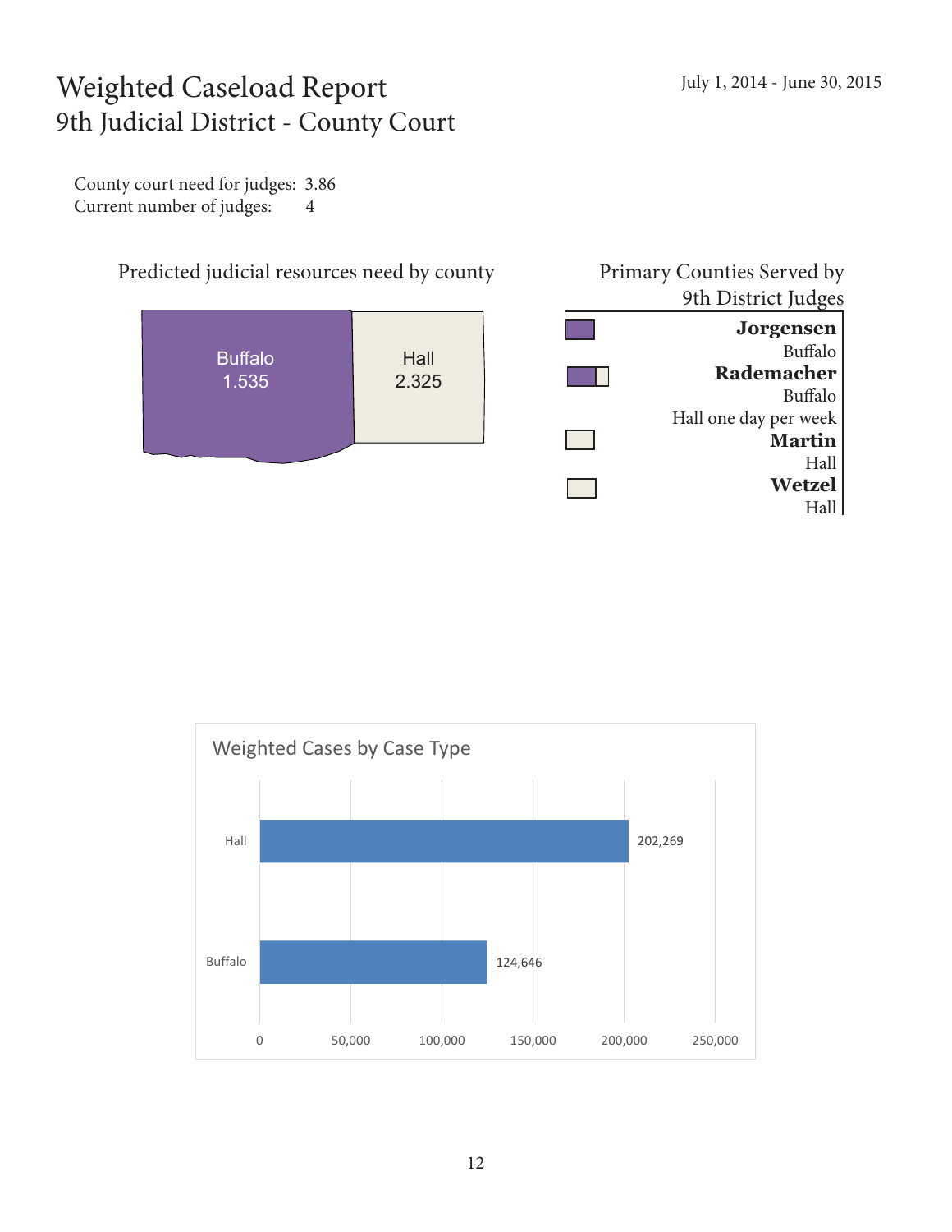# Weighted Caseload Report
## 9th Judicial District - County Court

July 1, 2014 - June 30, 2015

County court need for judges: 3.86
Current number of judges: 4

### Predicted judicial resources need by county

| County | Need |
|---|---|
| Buffalo | 1.535 |
| Hall | 2.325 |

### Primary Counties Served by 9th District Judges

**Jorgensen**
Buffalo

**Rademacher**
Buffalo
Hall one day per week

**Martin**
Hall

**Wetzel**
Hall

### Weighted Cases by Case Type

| County | Weighted Cases |
|---|---|
| Hall | 202,269 |
| Buffalo | 124,646 |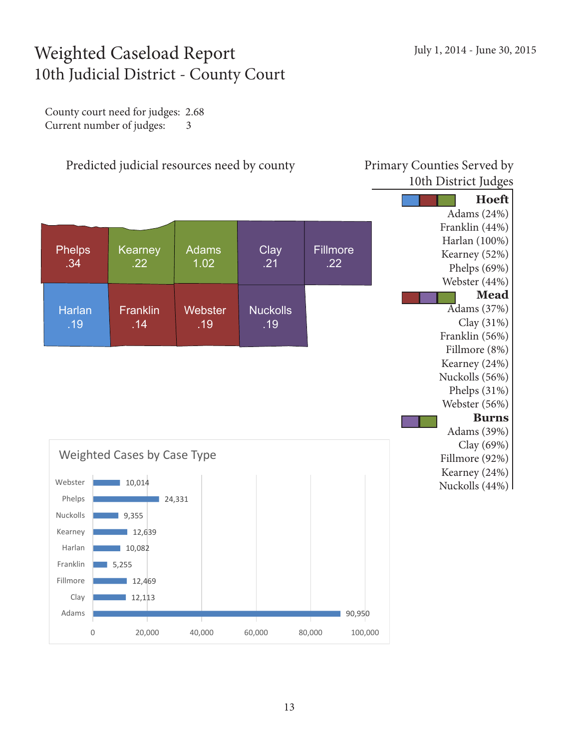# Weighted Caseload Report
## 10th Judicial District - County Court

July 1, 2014 - June 30, 2015

County court need for judges: 2.68
Current number of judges: 3

### Predicted judicial resources need by county

| County | Need |
|---|---|
| Phelps | .34 |
| Kearney | .22 |
| Adams | 1.02 |
| Clay | .21 |
| Fillmore | .22 |
| Harlan | .19 |
| Franklin | .14 |
| Webster | .19 |
| Nuckolls | .19 |

### Primary Counties Served by 10th District Judges

**Hoeft**
Adams (24%)
Franklin (44%)
Harlan (100%)
Kearney (52%)
Phelps (69%)
Webster (44%)

**Mead**
Adams (37%)
Clay (31%)
Franklin (56%)
Fillmore (8%)
Kearney (24%)
Nuckolls (56%)
Phelps (31%)
Webster (56%)

**Burns**
Adams (39%)
Clay (69%)
Fillmore (92%)
Kearney (24%)
Nuckolls (44%)

### Weighted Cases by Case Type

| County | Weighted Cases |
|---|---|
| Webster | 10,014 |
| Phelps | 24,331 |
| Nuckolls | 9,355 |
| Kearney | 12,639 |
| Harlan | 10,082 |
| Franklin | 5,255 |
| Fillmore | 12,469 |
| Clay | 12,113 |
| Adams | 90,950 |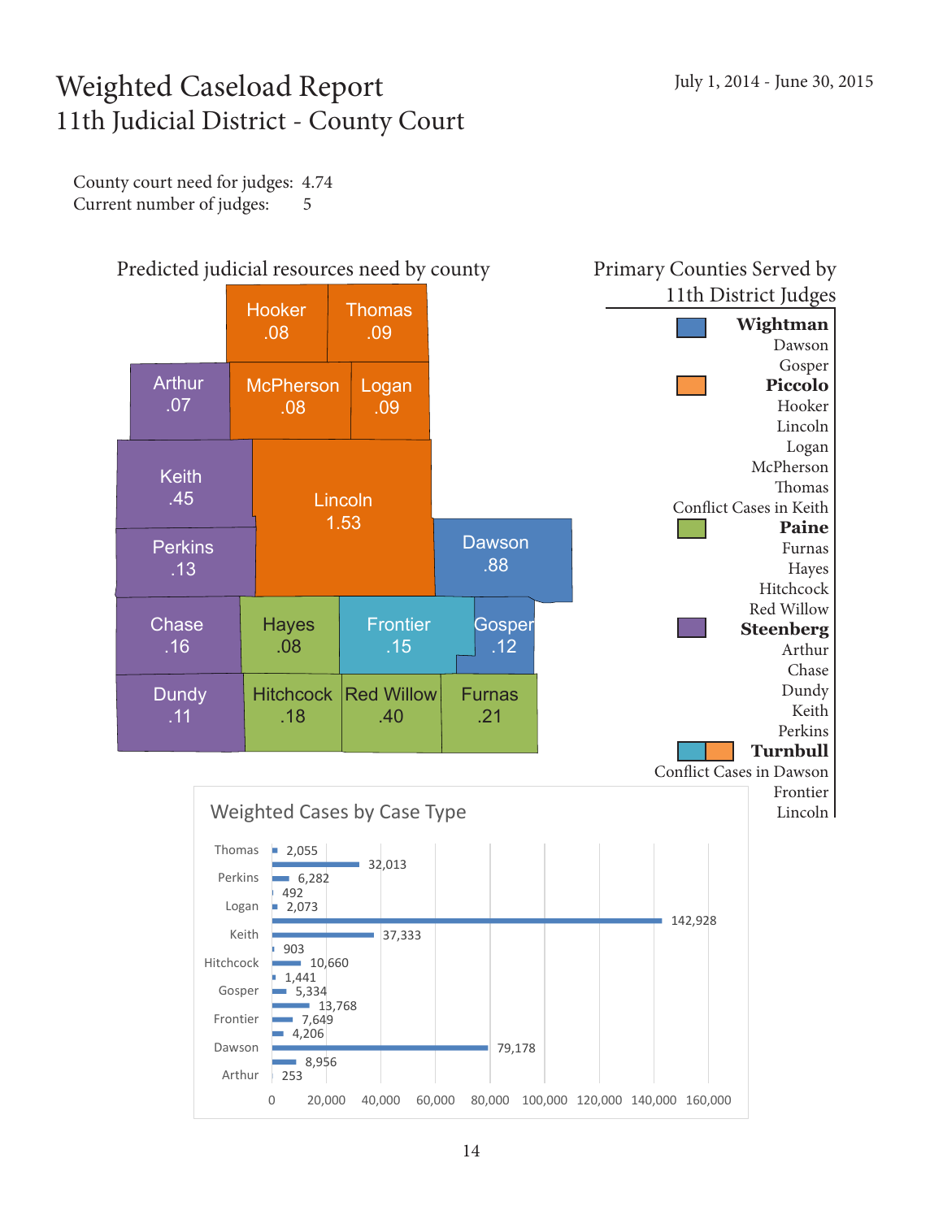# Weighted Caseload Report
## 11th Judicial District - County Court

July 1, 2014 - June 30, 2015

County court need for judges: 4.74
Current number of judges: 5

### Predicted judicial resources need by county

| County | Need |
|---|---|
| Hooker | .08 |
| Thomas | .09 |
| Arthur | .07 |
| McPherson | .08 |
| Logan | .09 |
| Keith | .45 |
| Lincoln | 1.53 |
| Perkins | .13 |
| Dawson | .88 |
| Chase | .16 |
| Hayes | .08 |
| Frontier | .15 |
| Gosper | .12 |
| Dundy | .11 |
| Hitchcock | .18 |
| Red Willow | .40 |
| Furnas | .21 |

### Primary Counties Served by 11th District Judges

**Wightman**
Dawson
Gosper

**Piccolo**
Hooker
Lincoln
Logan
McPherson
Thomas
Conflict Cases in Keith

**Paine**
Furnas
Hayes
Hitchcock
Red Willow

**Steenberg**
Arthur
Chase
Dundy
Keith
Perkins

**Turnbull**
Conflict Cases in Dawson
Frontier
Lincoln

### Weighted Cases by Case Type

| County | Values |
|---|---|
| Thomas | 2,055 |
| | 32,013 |
| Perkins | 6,282 |
| | 492 |
| Logan | 2,073 |
| | 142,928 |
| Keith | 37,333 |
| | 903 |
| Hitchcock | 10,660 |
| | 1,441 |
| Gosper | 5,334 |
| | 13,768 |
| Frontier | 7,649 |
| | 4,206 |
| Dawson | 79,178 |
| | 8,956 |
| Arthur | 253 |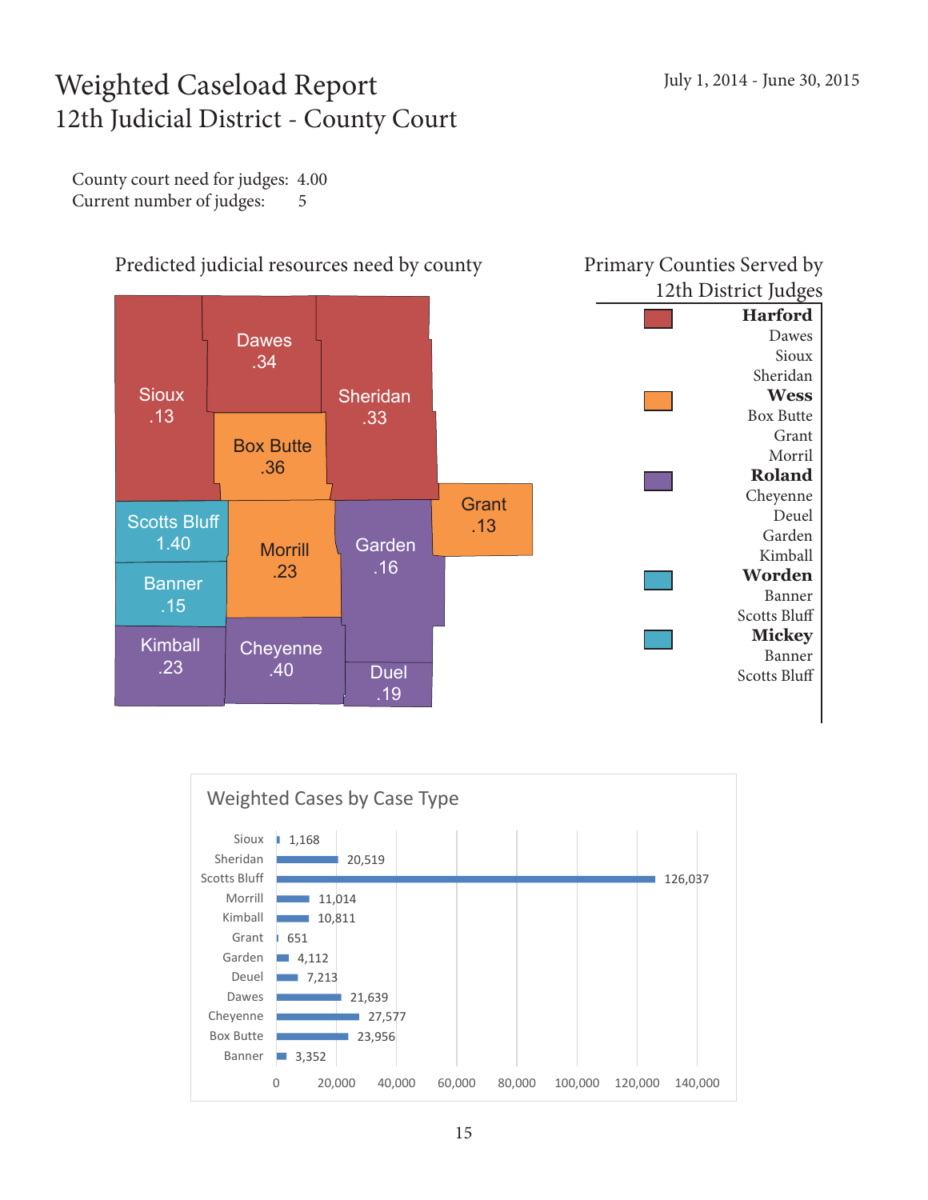# Weighted Caseload Report
## 12th Judicial District - County Court

July 1, 2014 - June 30, 2015

County court need for judges: 4.00
Current number of judges: 5

Predicted judicial resources need by county

Dawes .34
Sioux .13
Sheridan .33
Box Butte .36
Scotts Bluff 1.40
Morrill .23
Garden .16
Grant .13
Banner .15
Kimball .23
Cheyenne .40
Duel .19

Primary Counties Served by 12th District Judges

**Harford**
Dawes
Sioux
Sheridan

**Wess**
Box Butte
Grant
Morril

**Roland**
Cheyenne
Deuel
Garden
Kimball

**Worden**
Banner
Scotts Bluff

**Mickey**
Banner
Scotts Bluff

Weighted Cases by Case Type

Sioux 1,168
Sheridan 20,519
Scotts Bluff 126,037
Morrill 11,014
Kimball 10,811
Grant 651
Garden 4,112
Deuel 7,213
Dawes 21,639
Cheyenne 27,577
Box Butte 23,956
Banner 3,352

0, 20,000, 40,000, 60,000, 80,000, 100,000, 120,000, 140,000